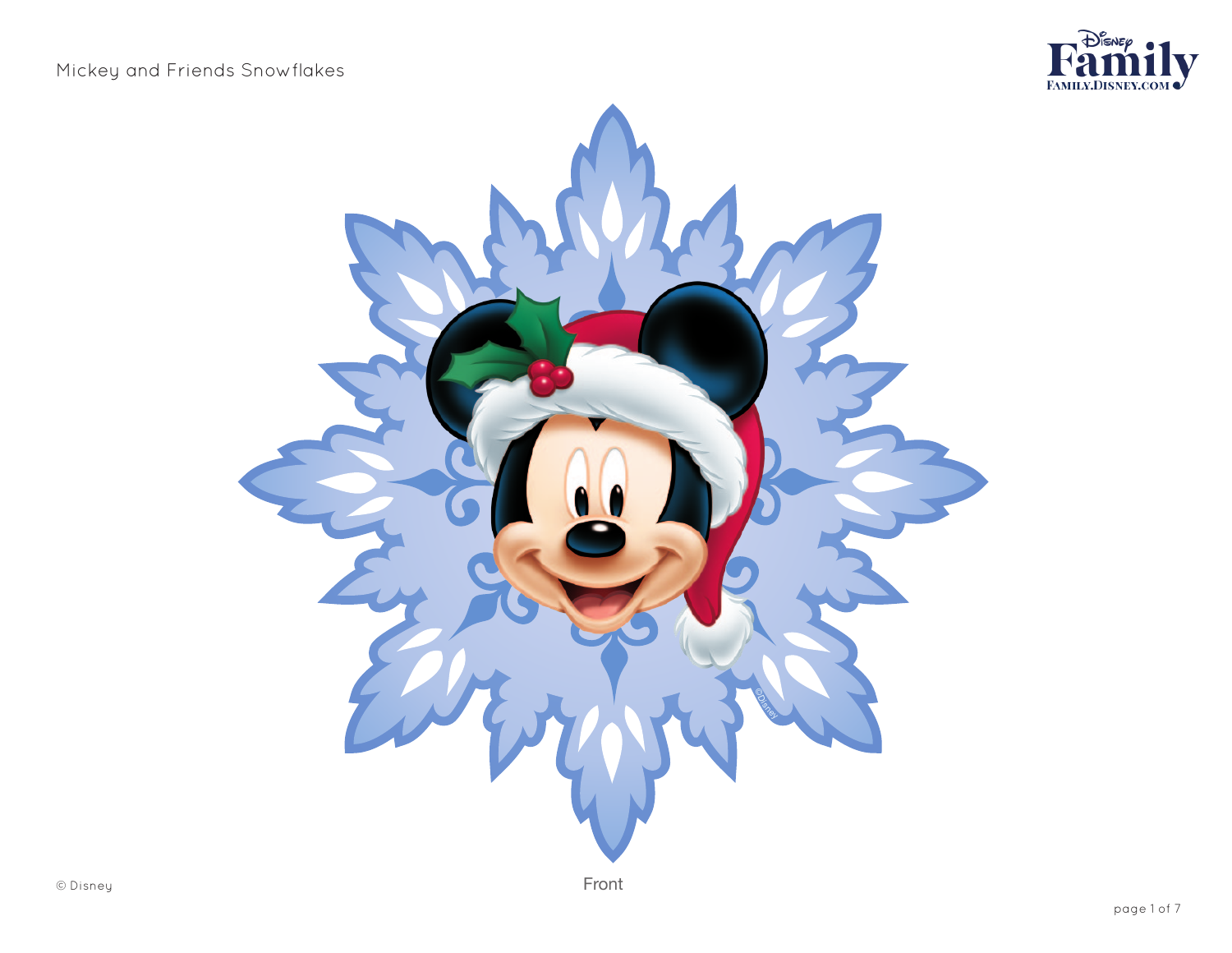Mickey and Friends Snowflakes

Front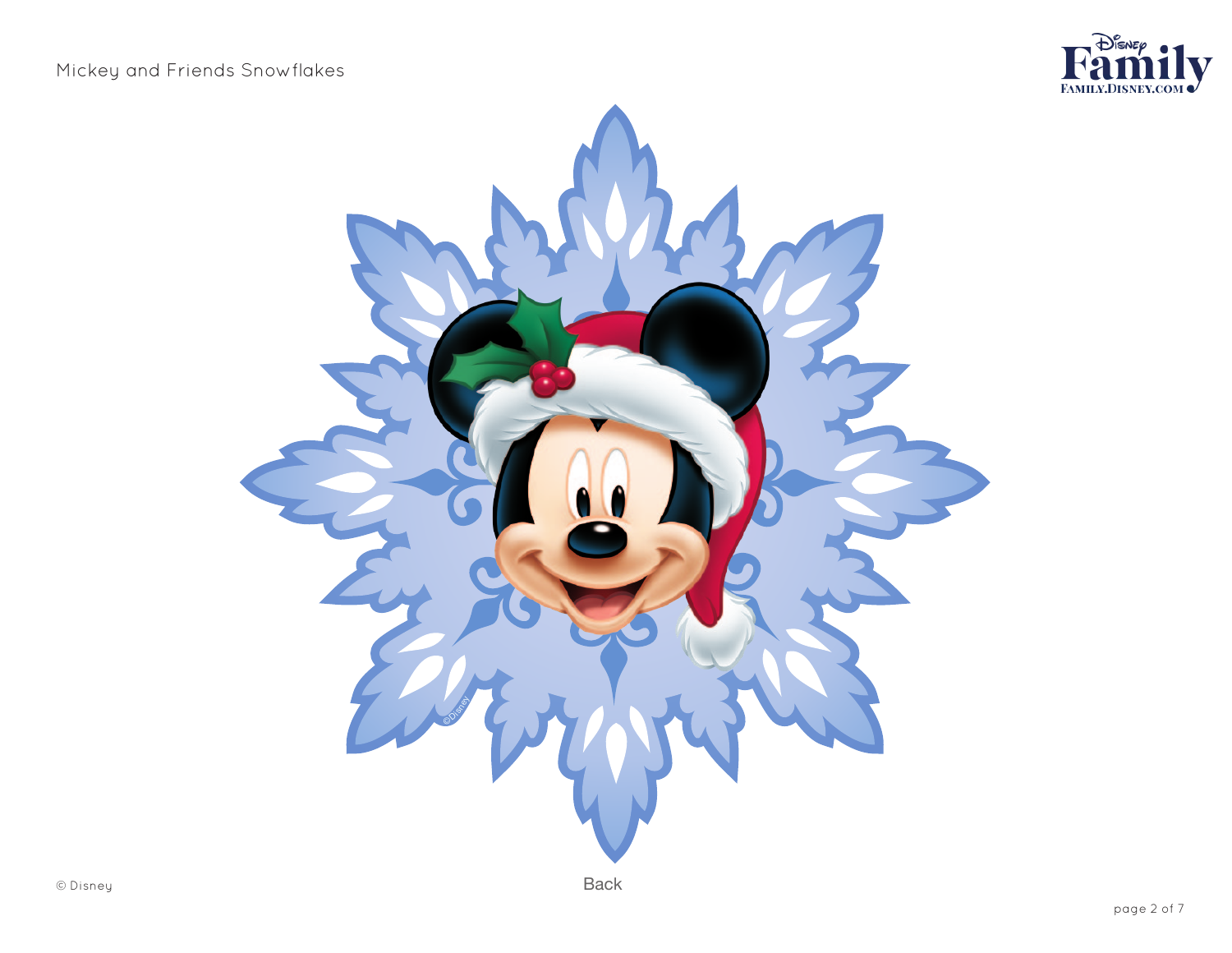Back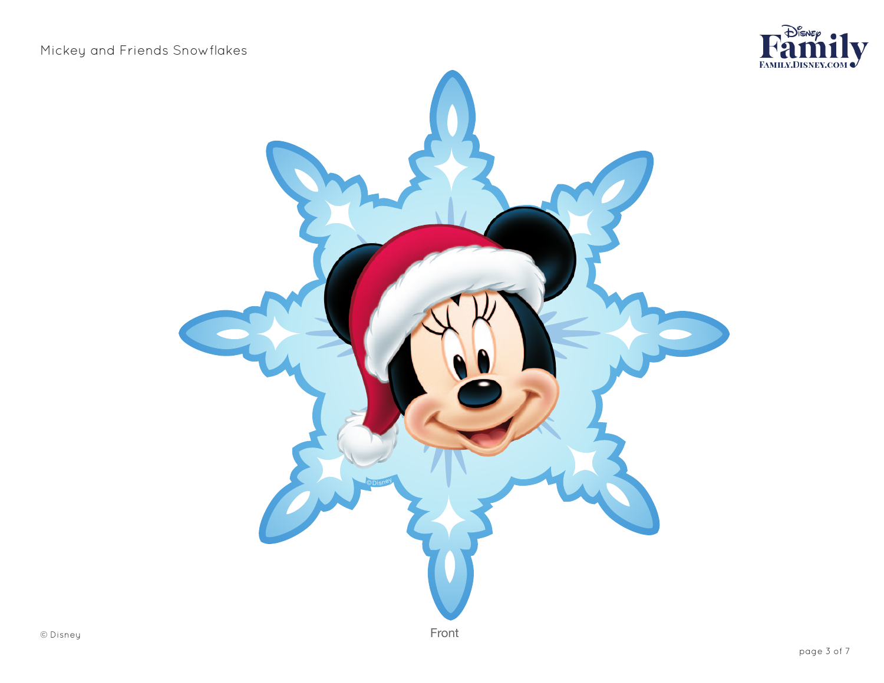Front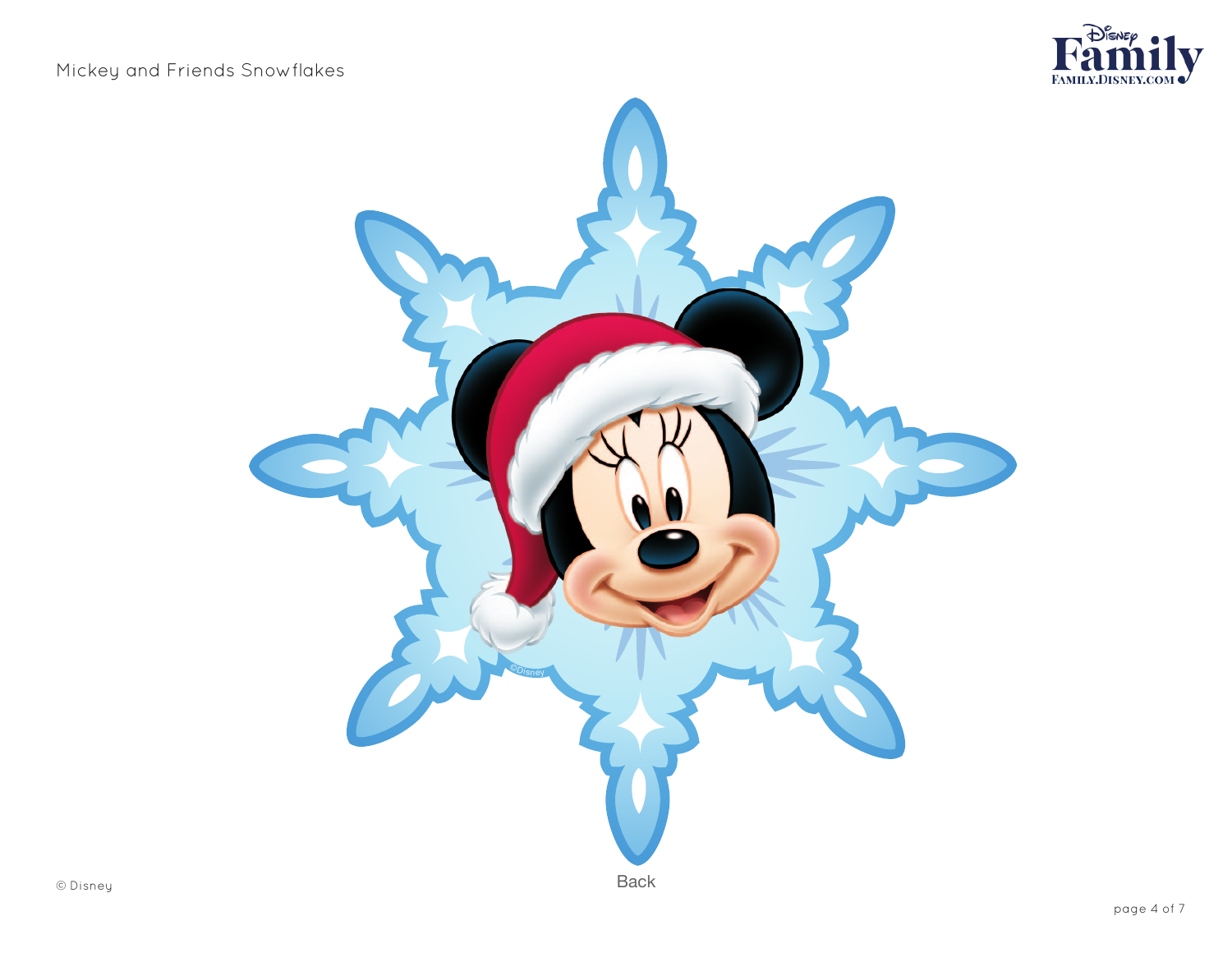Mickey and Friends Snowflakes

Back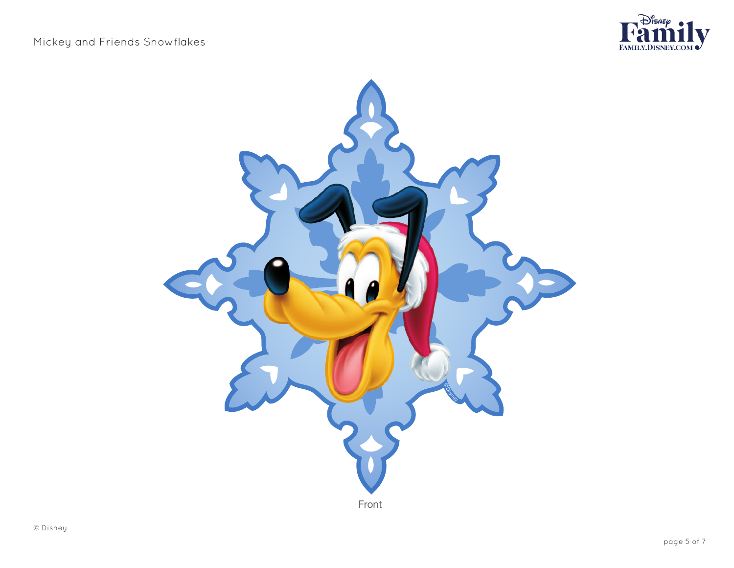Mickey and Friends Snowflakes

Front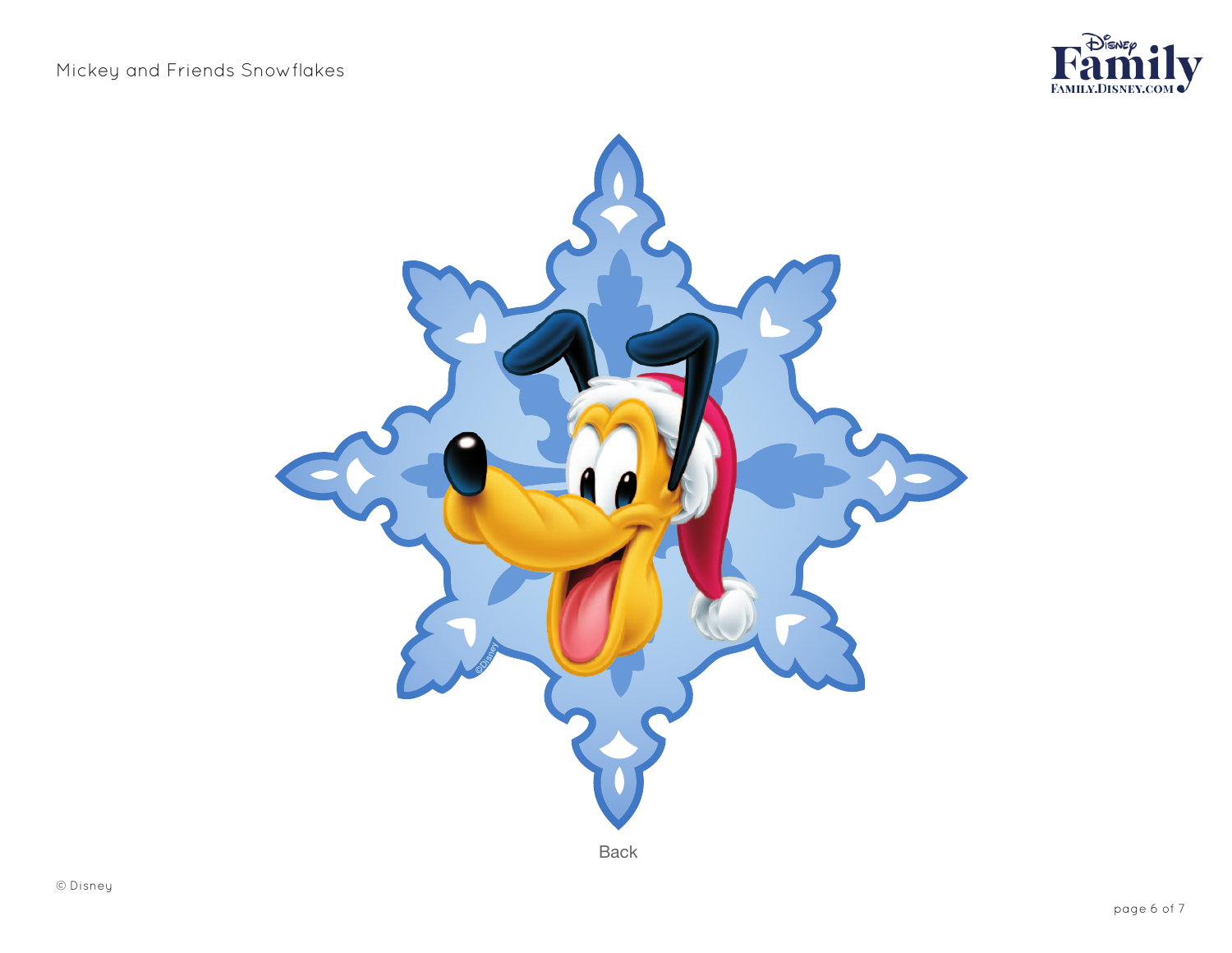Back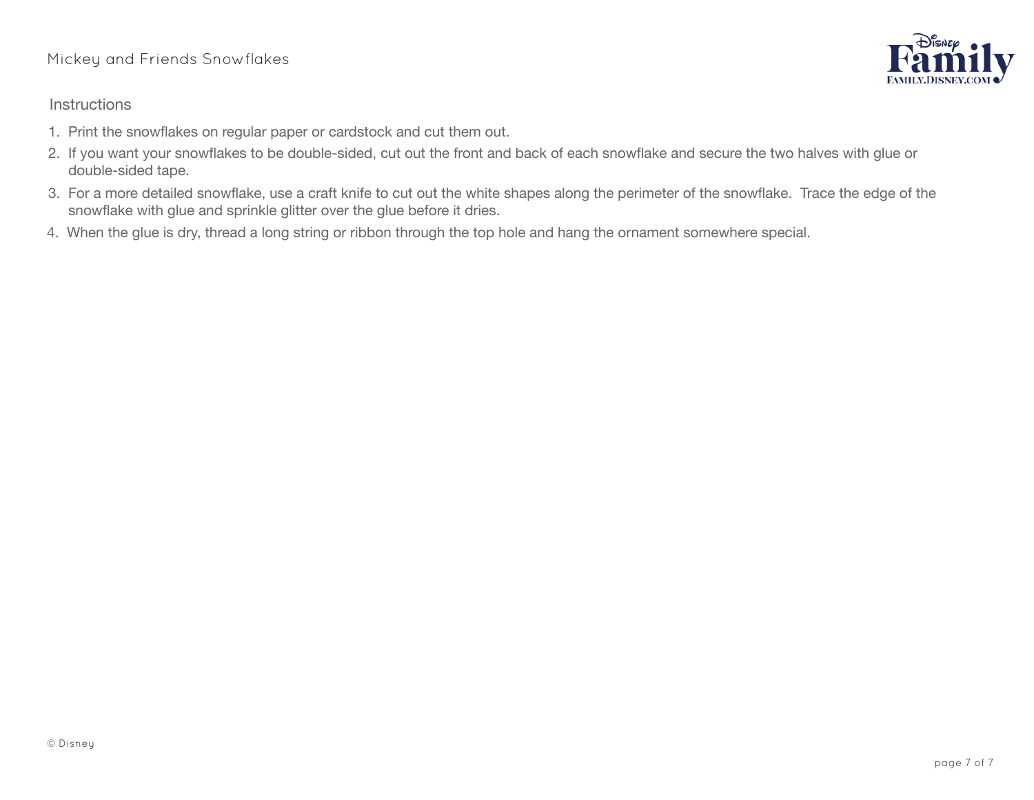## Instructions

1. Print the snowflakes on regular paper or cardstock and cut them out.
2. If you want your snowflakes to be double-sided, cut out the front and back of each snowflake and secure the two halves with glue or double-sided tape.
3. For a more detailed snowflake, use a craft knife to cut out the white shapes along the perimeter of the snowflake. Trace the edge of the snowflake with glue and sprinkle glitter over the glue before it dries.
4. When the glue is dry, thread a long string or ribbon through the top hole and hang the ornament somewhere special.

© Disney